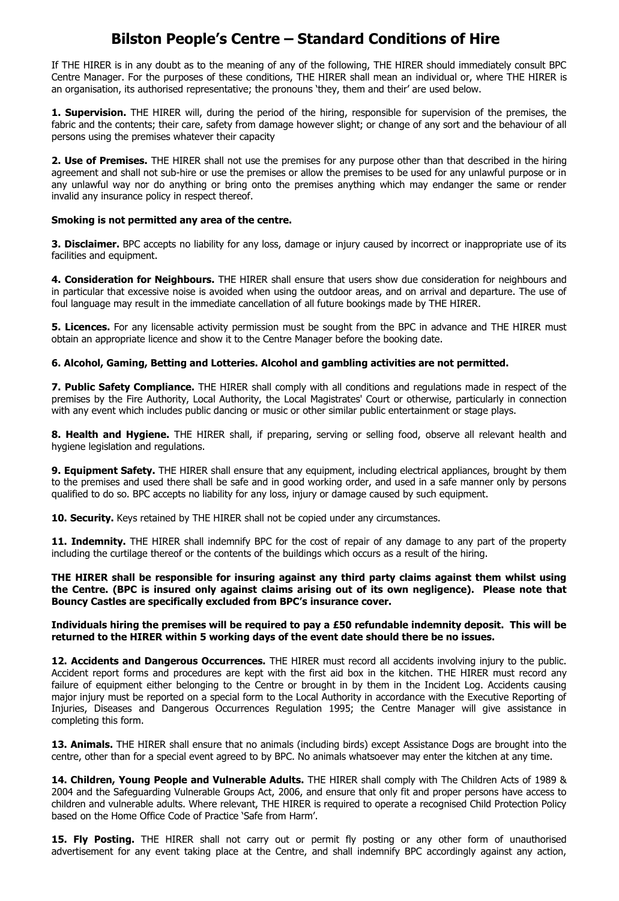# Bilston People's Centre – Standard Conditions of Hire

If THE HIRER is in any doubt as to the meaning of any of the following, THE HIRER should immediately consult BPC Centre Manager. For the purposes of these conditions, THE HIRER shall mean an individual or, where THE HIRER is an organisation, its authorised representative; the pronouns 'they, them and their' are used below.

**1. Supervision.** THE HIRER will, during the period of the hiring, responsible for supervision of the premises, the fabric and the contents; their care, safety from damage however slight; or change of any sort and the behaviour of all persons using the premises whatever their capacity

**2. Use of Premises.** THE HIRER shall not use the premises for any purpose other than that described in the hiring agreement and shall not sub-hire or use the premises or allow the premises to be used for any unlawful purpose or in any unlawful way nor do anything or bring onto the premises anything which may endanger the same or render invalid any insurance policy in respect thereof.

**Smoking is not permitted any area of the centre.**

**3. Disclaimer.** BPC accepts no liability for any loss, damage or injury caused by incorrect or inappropriate use of its facilities and equipment.

**4. Consideration for Neighbours.** THE HIRER shall ensure that users show due consideration for neighbours and in particular that excessive noise is avoided when using the outdoor areas, and on arrival and departure. The use of foul language may result in the immediate cancellation of all future bookings made by THE HIRER.

**5. Licences.** For any licensable activity permission must be sought from the BPC in advance and THE HIRER must obtain an appropriate licence and show it to the Centre Manager before the booking date.

**6. Alcohol, Gaming, Betting and Lotteries. Alcohol and gambling activities are not permitted.**

**7. Public Safety Compliance.** THE HIRER shall comply with all conditions and regulations made in respect of the premises by the Fire Authority, Local Authority, the Local Magistrates' Court or otherwise, particularly in connection with any event which includes public dancing or music or other similar public entertainment or stage plays.

**8. Health and Hygiene.** THE HIRER shall, if preparing, serving or selling food, observe all relevant health and hygiene legislation and regulations.

**9. Equipment Safety.** THE HIRER shall ensure that any equipment, including electrical appliances, brought by them to the premises and used there shall be safe and in good working order, and used in a safe manner only by persons qualified to do so. BPC accepts no liability for any loss, injury or damage caused by such equipment.

**10. Security.** Keys retained by THE HIRER shall not be copied under any circumstances.

**11. Indemnity.** THE HIRER shall indemnify BPC for the cost of repair of any damage to any part of the property including the curtilage thereof or the contents of the buildings which occurs as a result of the hiring.

**THE HIRER shall be responsible for insuring against any third party claims against them whilst using the Centre. (BPC is insured only against claims arising out of its own negligence). Please note that Bouncy Castles are specifically excluded from BPC's insurance cover.**

**Individuals hiring the premises will be required to pay a £50 refundable indemnity deposit. This will be returned to the HIRER within 5 working days of the event date should there be no issues.**

**12. Accidents and Dangerous Occurrences.** THE HIRER must record all accidents involving injury to the public. Accident report forms and procedures are kept with the first aid box in the kitchen. THE HIRER must record any failure of equipment either belonging to the Centre or brought in by them in the Incident Log. Accidents causing major injury must be reported on a special form to the Local Authority in accordance with the Executive Reporting of Injuries, Diseases and Dangerous Occurrences Regulation 1995; the Centre Manager will give assistance in completing this form.

**13. Animals.** THE HIRER shall ensure that no animals (including birds) except Assistance Dogs are brought into the centre, other than for a special event agreed to by BPC. No animals whatsoever may enter the kitchen at any time.

**14. Children, Young People and Vulnerable Adults.** THE HIRER shall comply with The Children Acts of 1989 & 2004 and the Safeguarding Vulnerable Groups Act, 2006, and ensure that only fit and proper persons have access to children and vulnerable adults. Where relevant, THE HIRER is required to operate a recognised Child Protection Policy based on the Home Office Code of Practice 'Safe from Harm'.

**15. Fly Posting.** THE HIRER shall not carry out or permit fly posting or any other form of unauthorised advertisement for any event taking place at the Centre, and shall indemnify BPC accordingly against any action,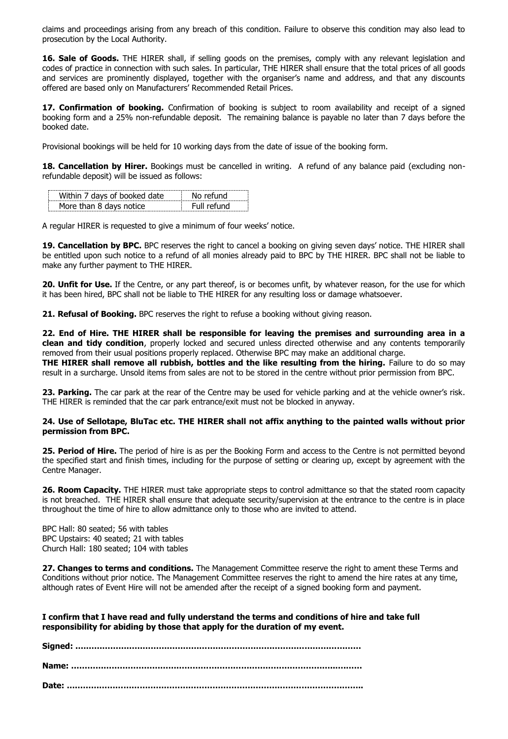claims and proceedings arising from any breach of this condition. Failure to observe this condition may also lead to prosecution by the Local Authority.

**16. Sale of Goods.** THE HIRER shall, if selling goods on the premises, comply with any relevant legislation and codes of practice in connection with such sales. In particular, THE HIRER shall ensure that the total prices of all goods and services are prominently displayed, together with the organiser's name and address, and that any discounts offered are based only on Manufacturers' Recommended Retail Prices.

**17. Confirmation of booking.** Confirmation of booking is subject to room availability and receipt of a signed booking form and a 25% non-refundable deposit. The remaining balance is payable no later than 7 days before the booked date.

Provisional bookings will be held for 10 working days from the date of issue of the booking form.

**18. Cancellation by Hirer.** Bookings must be cancelled in writing. A refund of any balance paid (excluding non-refundable deposit) will be issued as follows:

| | |
|---|---|
| Within 7 days of booked date | No refund |
| More than 8 days notice | Full refund |

A regular HIRER is requested to give a minimum of four weeks' notice.

**19. Cancellation by BPC.** BPC reserves the right to cancel a booking on giving seven days' notice. THE HIRER shall be entitled upon such notice to a refund of all monies already paid to BPC by THE HIRER. BPC shall not be liable to make any further payment to THE HIRER.

**20. Unfit for Use.** If the Centre, or any part thereof, is or becomes unfit, by whatever reason, for the use for which it has been hired, BPC shall not be liable to THE HIRER for any resulting loss or damage whatsoever.

**21. Refusal of Booking.** BPC reserves the right to refuse a booking without giving reason.

**22. End of Hire. THE HIRER shall be responsible for leaving the premises and surrounding area in a clean and tidy condition**, properly locked and secured unless directed otherwise and any contents temporarily removed from their usual positions properly replaced. Otherwise BPC may make an additional charge.
**THE HIRER shall remove all rubbish, bottles and the like resulting from the hiring.** Failure to do so may result in a surcharge. Unsold items from sales are not to be stored in the centre without prior permission from BPC.

**23. Parking.** The car park at the rear of the Centre may be used for vehicle parking and at the vehicle owner's risk. THE HIRER is reminded that the car park entrance/exit must not be blocked in anyway.

**24. Use of Sellotape, BluTac etc. THE HIRER shall not affix anything to the painted walls without prior permission from BPC.**

**25. Period of Hire.** The period of hire is as per the Booking Form and access to the Centre is not permitted beyond the specified start and finish times, including for the purpose of setting or clearing up, except by agreement with the Centre Manager.

**26. Room Capacity.** THE HIRER must take appropriate steps to control admittance so that the stated room capacity is not breached. THE HIRER shall ensure that adequate security/supervision at the entrance to the centre is in place throughout the time of hire to allow admittance only to those who are invited to attend.

BPC Hall: 80 seated; 56 with tables
BPC Upstairs: 40 seated; 21 with tables
Church Hall: 180 seated; 104 with tables

**27. Changes to terms and conditions.** The Management Committee reserve the right to ament these Terms and Conditions without prior notice. The Management Committee reserves the right to amend the hire rates at any time, although rates of Event Hire will not be amended after the receipt of a signed booking form and payment.

**I confirm that I have read and fully understand the terms and conditions of hire and take full responsibility for abiding by those that apply for the duration of my event.**

**Signed: ……………………………………………………………………………………………**

**Name: ………………………………………………………………………………………………**

**Date: ……………………………………………………………………………………………….**